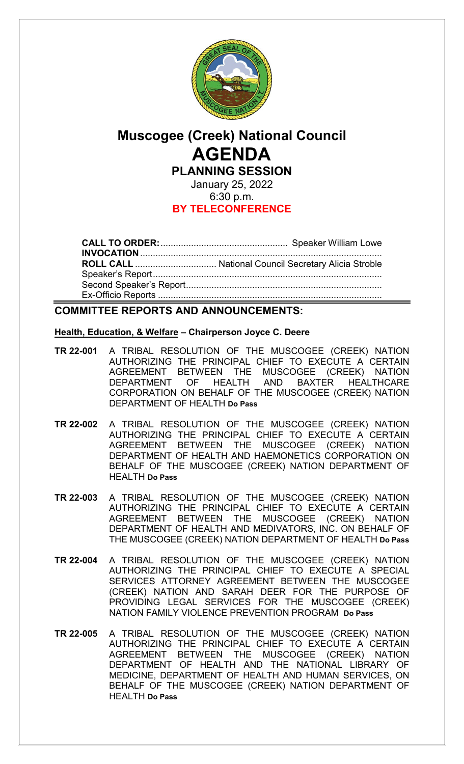# Muscogee (Creek) National Council

# AGENDA

## PLANNING SESSION

January 25, 2022
6:30 p.m.
**BY TELECONFERENCE**

**CALL TO ORDER:** ................................................. Speaker William Lowe
**INVOCATION** .............................................................................................
**ROLL CALL** ............................... National Council Secretary Alicia Stroble
Speaker's Report..........................................................................................
Second Speaker's Report.............................................................................
Ex-Officio Reports ........................................................................................

## COMMITTEE REPORTS AND ANNOUNCEMENTS:

**Health, Education, & Welfare – Chairperson Joyce C. Deere**

**TR 22-001** A TRIBAL RESOLUTION OF THE MUSCOGEE (CREEK) NATION AUTHORIZING THE PRINCIPAL CHIEF TO EXECUTE A CERTAIN AGREEMENT BETWEEN THE MUSCOGEE (CREEK) NATION DEPARTMENT OF HEALTH AND BAXTER HEALTHCARE CORPORATION ON BEHALF OF THE MUSCOGEE (CREEK) NATION DEPARTMENT OF HEALTH **Do Pass**

**TR 22-002** A TRIBAL RESOLUTION OF THE MUSCOGEE (CREEK) NATION AUTHORIZING THE PRINCIPAL CHIEF TO EXECUTE A CERTAIN AGREEMENT BETWEEN THE MUSCOGEE (CREEK) NATION DEPARTMENT OF HEALTH AND HAEMONETICS CORPORATION ON BEHALF OF THE MUSCOGEE (CREEK) NATION DEPARTMENT OF HEALTH **Do Pass**

**TR 22-003** A TRIBAL RESOLUTION OF THE MUSCOGEE (CREEK) NATION AUTHORIZING THE PRINCIPAL CHIEF TO EXECUTE A CERTAIN AGREEMENT BETWEEN THE MUSCOGEE (CREEK) NATION DEPARTMENT OF HEALTH AND MEDIVATORS, INC. ON BEHALF OF THE MUSCOGEE (CREEK) NATION DEPARTMENT OF HEALTH **Do Pass**

**TR 22-004** A TRIBAL RESOLUTION OF THE MUSCOGEE (CREEK) NATION AUTHORIZING THE PRINCIPAL CHIEF TO EXECUTE A SPECIAL SERVICES ATTORNEY AGREEMENT BETWEEN THE MUSCOGEE (CREEK) NATION AND SARAH DEER FOR THE PURPOSE OF PROVIDING LEGAL SERVICES FOR THE MUSCOGEE (CREEK) NATION FAMILY VIOLENCE PREVENTION PROGRAM **Do Pass**

**TR 22-005** A TRIBAL RESOLUTION OF THE MUSCOGEE (CREEK) NATION AUTHORIZING THE PRINCIPAL CHIEF TO EXECUTE A CERTAIN AGREEMENT BETWEEN THE MUSCOGEE (CREEK) NATION DEPARTMENT OF HEALTH AND THE NATIONAL LIBRARY OF MEDICINE, DEPARTMENT OF HEALTH AND HUMAN SERVICES, ON BEHALF OF THE MUSCOGEE (CREEK) NATION DEPARTMENT OF HEALTH **Do Pass**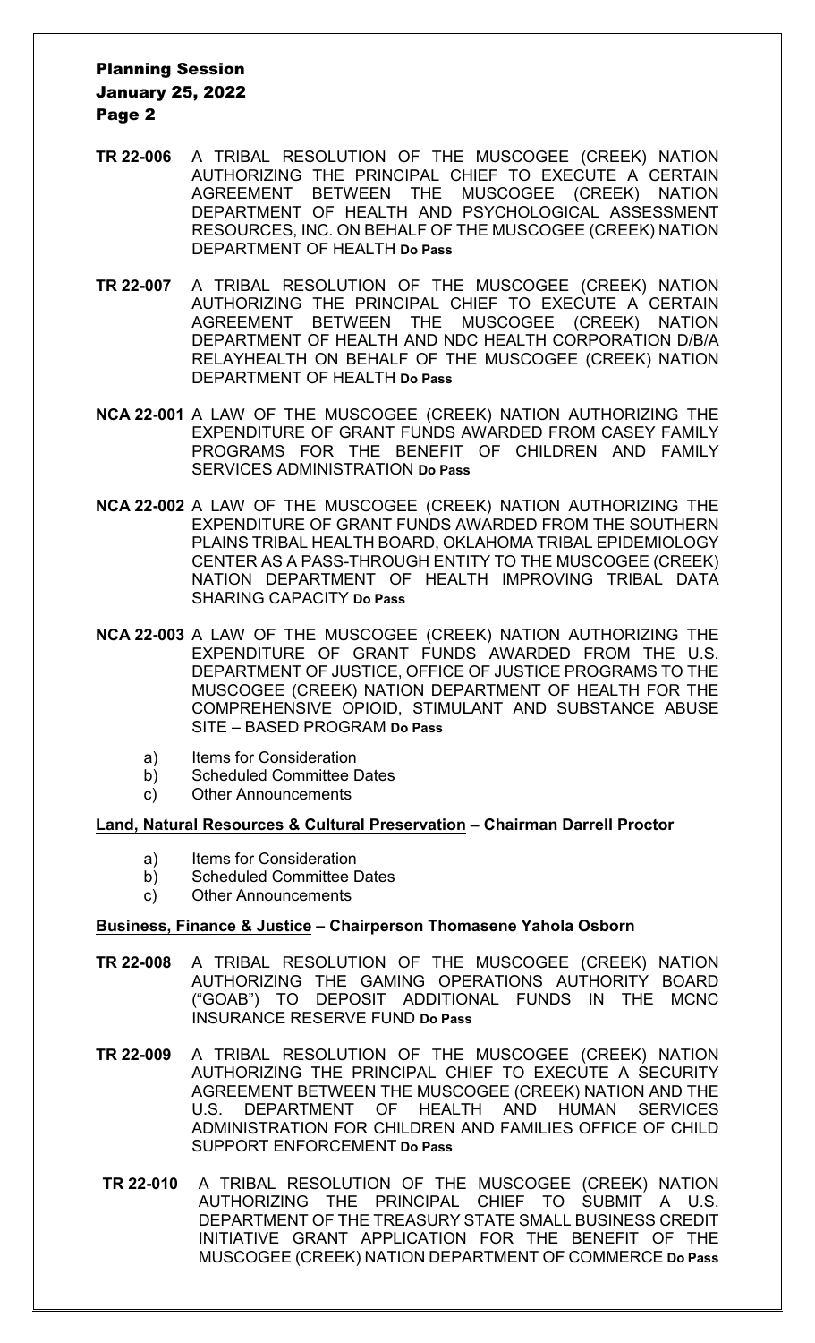**TR 22-006** A TRIBAL RESOLUTION OF THE MUSCOGEE (CREEK) NATION AUTHORIZING THE PRINCIPAL CHIEF TO EXECUTE A CERTAIN AGREEMENT BETWEEN THE MUSCOGEE (CREEK) NATION DEPARTMENT OF HEALTH AND PSYCHOLOGICAL ASSESSMENT RESOURCES, INC. ON BEHALF OF THE MUSCOGEE (CREEK) NATION DEPARTMENT OF HEALTH **Do Pass**

**TR 22-007** A TRIBAL RESOLUTION OF THE MUSCOGEE (CREEK) NATION AUTHORIZING THE PRINCIPAL CHIEF TO EXECUTE A CERTAIN AGREEMENT BETWEEN THE MUSCOGEE (CREEK) NATION DEPARTMENT OF HEALTH AND NDC HEALTH CORPORATION D/B/A RELAYHEALTH ON BEHALF OF THE MUSCOGEE (CREEK) NATION DEPARTMENT OF HEALTH **Do Pass**

**NCA 22-001** A LAW OF THE MUSCOGEE (CREEK) NATION AUTHORIZING THE EXPENDITURE OF GRANT FUNDS AWARDED FROM CASEY FAMILY PROGRAMS FOR THE BENEFIT OF CHILDREN AND FAMILY SERVICES ADMINISTRATION **Do Pass**

**NCA 22-002** A LAW OF THE MUSCOGEE (CREEK) NATION AUTHORIZING THE EXPENDITURE OF GRANT FUNDS AWARDED FROM THE SOUTHERN PLAINS TRIBAL HEALTH BOARD, OKLAHOMA TRIBAL EPIDEMIOLOGY CENTER AS A PASS-THROUGH ENTITY TO THE MUSCOGEE (CREEK) NATION DEPARTMENT OF HEALTH IMPROVING TRIBAL DATA SHARING CAPACITY **Do Pass**

**NCA 22-003** A LAW OF THE MUSCOGEE (CREEK) NATION AUTHORIZING THE EXPENDITURE OF GRANT FUNDS AWARDED FROM THE U.S. DEPARTMENT OF JUSTICE, OFFICE OF JUSTICE PROGRAMS TO THE MUSCOGEE (CREEK) NATION DEPARTMENT OF HEALTH FOR THE COMPREHENSIVE OPIOID, STIMULANT AND SUBSTANCE ABUSE SITE – BASED PROGRAM **Do Pass**

a) Items for Consideration
b) Scheduled Committee Dates
c) Other Announcements

**Land, Natural Resources & Cultural Preservation – Chairman Darrell Proctor**

a) Items for Consideration
b) Scheduled Committee Dates
c) Other Announcements

**Business, Finance & Justice – Chairperson Thomasene Yahola Osborn**

**TR 22-008** A TRIBAL RESOLUTION OF THE MUSCOGEE (CREEK) NATION AUTHORIZING THE GAMING OPERATIONS AUTHORITY BOARD ("GOAB") TO DEPOSIT ADDITIONAL FUNDS IN THE MCNC INSURANCE RESERVE FUND **Do Pass**

**TR 22-009** A TRIBAL RESOLUTION OF THE MUSCOGEE (CREEK) NATION AUTHORIZING THE PRINCIPAL CHIEF TO EXECUTE A SECURITY AGREEMENT BETWEEN THE MUSCOGEE (CREEK) NATION AND THE U.S. DEPARTMENT OF HEALTH AND HUMAN SERVICES ADMINISTRATION FOR CHILDREN AND FAMILIES OFFICE OF CHILD SUPPORT ENFORCEMENT **Do Pass**

**TR 22-010** A TRIBAL RESOLUTION OF THE MUSCOGEE (CREEK) NATION AUTHORIZING THE PRINCIPAL CHIEF TO SUBMIT A U.S. DEPARTMENT OF THE TREASURY STATE SMALL BUSINESS CREDIT INITIATIVE GRANT APPLICATION FOR THE BENEFIT OF THE MUSCOGEE (CREEK) NATION DEPARTMENT OF COMMERCE **Do Pass**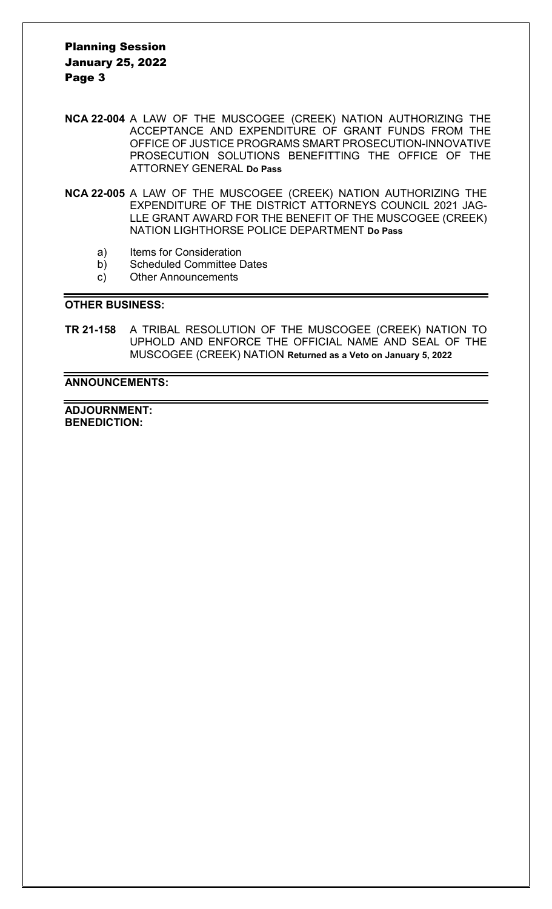**NCA 22-004** A LAW OF THE MUSCOGEE (CREEK) NATION AUTHORIZING THE ACCEPTANCE AND EXPENDITURE OF GRANT FUNDS FROM THE OFFICE OF JUSTICE PROGRAMS SMART PROSECUTION-INNOVATIVE PROSECUTION SOLUTIONS BENEFITTING THE OFFICE OF THE ATTORNEY GENERAL **Do Pass**

**NCA 22-005** A LAW OF THE MUSCOGEE (CREEK) NATION AUTHORIZING THE EXPENDITURE OF THE DISTRICT ATTORNEYS COUNCIL 2021 JAG-LLE GRANT AWARD FOR THE BENEFIT OF THE MUSCOGEE (CREEK) NATION LIGHTHORSE POLICE DEPARTMENT **Do Pass**

a) Items for Consideration
b) Scheduled Committee Dates
c) Other Announcements

## OTHER BUSINESS:

**TR 21-158** A TRIBAL RESOLUTION OF THE MUSCOGEE (CREEK) NATION TO UPHOLD AND ENFORCE THE OFFICIAL NAME AND SEAL OF THE MUSCOGEE (CREEK) NATION **Returned as a Veto on January 5, 2022**

## ANNOUNCEMENTS:

## ADJOURNMENT:

## BENEDICTION: